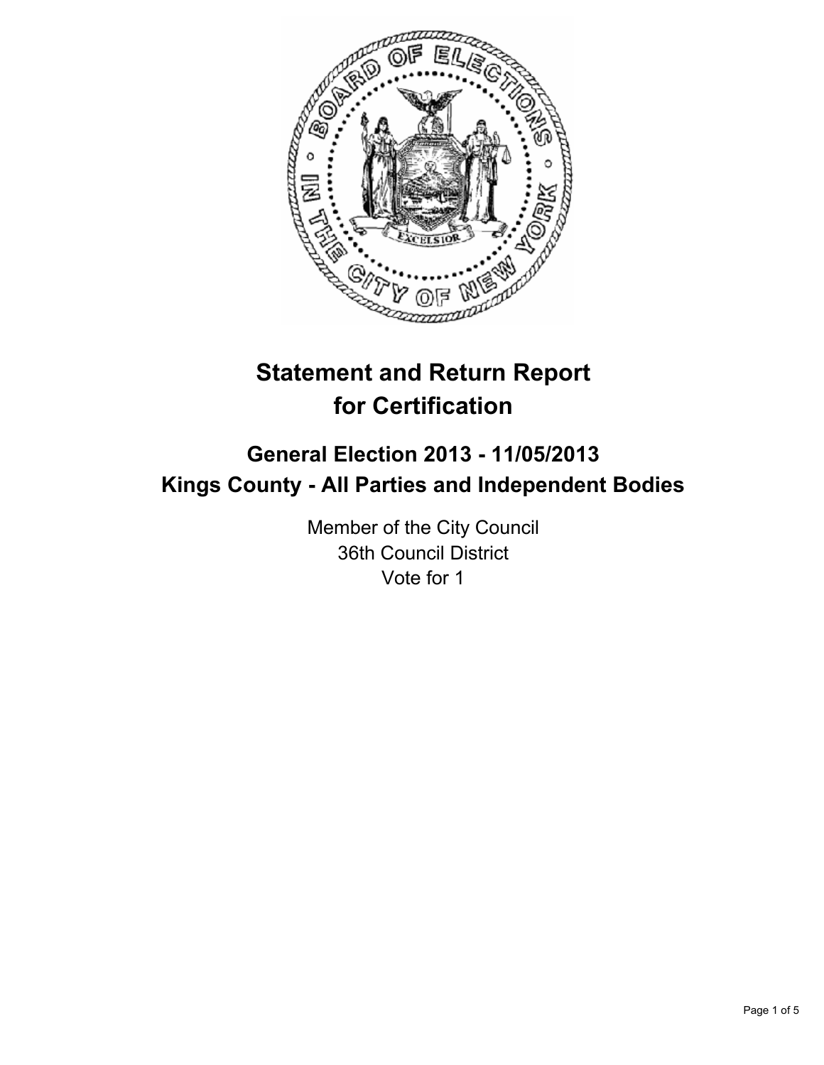# Statement and Return Report for Certification

## General Election 2013 - 11/05/2013
## Kings County - All Parties and Independent Bodies

Member of the City Council
36th Council District
Vote for 1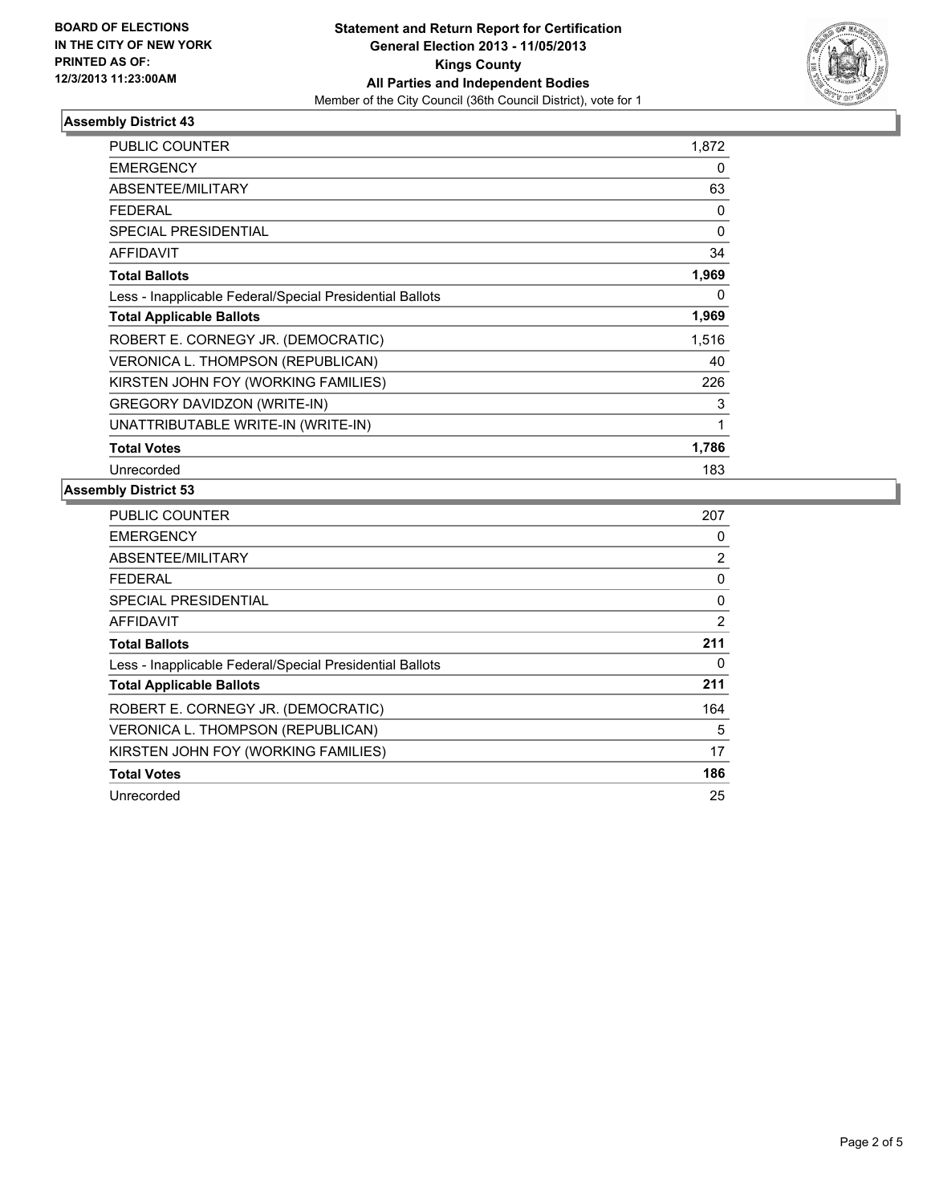**BOARD OF ELECTIONS IN THE CITY OF NEW YORK PRINTED AS OF: 12/3/2013 11:23:00AM**

**Statement and Return Report for Certification**
**General Election 2013 - 11/05/2013**
**Kings County**
**All Parties and Independent Bodies**
Member of the City Council (36th Council District), vote for 1

### Assembly District 43

| | |
|---|---|
| PUBLIC COUNTER | 1,872 |
| EMERGENCY | 0 |
| ABSENTEE/MILITARY | 63 |
| FEDERAL | 0 |
| SPECIAL PRESIDENTIAL | 0 |
| AFFIDAVIT | 34 |
| **Total Ballots** | **1,969** |
| Less - Inapplicable Federal/Special Presidential Ballots | 0 |
| **Total Applicable Ballots** | **1,969** |
| ROBERT E. CORNEGY JR. (DEMOCRATIC) | 1,516 |
| VERONICA L. THOMPSON (REPUBLICAN) | 40 |
| KIRSTEN JOHN FOY (WORKING FAMILIES) | 226 |
| GREGORY DAVIDZON (WRITE-IN) | 3 |
| UNATTRIBUTABLE WRITE-IN (WRITE-IN) | 1 |
| **Total Votes** | **1,786** |
| Unrecorded | 183 |

### Assembly District 53

| | |
|---|---|
| PUBLIC COUNTER | 207 |
| EMERGENCY | 0 |
| ABSENTEE/MILITARY | 2 |
| FEDERAL | 0 |
| SPECIAL PRESIDENTIAL | 0 |
| AFFIDAVIT | 2 |
| **Total Ballots** | **211** |
| Less - Inapplicable Federal/Special Presidential Ballots | 0 |
| **Total Applicable Ballots** | **211** |
| ROBERT E. CORNEGY JR. (DEMOCRATIC) | 164 |
| VERONICA L. THOMPSON (REPUBLICAN) | 5 |
| KIRSTEN JOHN FOY (WORKING FAMILIES) | 17 |
| **Total Votes** | **186** |
| Unrecorded | 25 |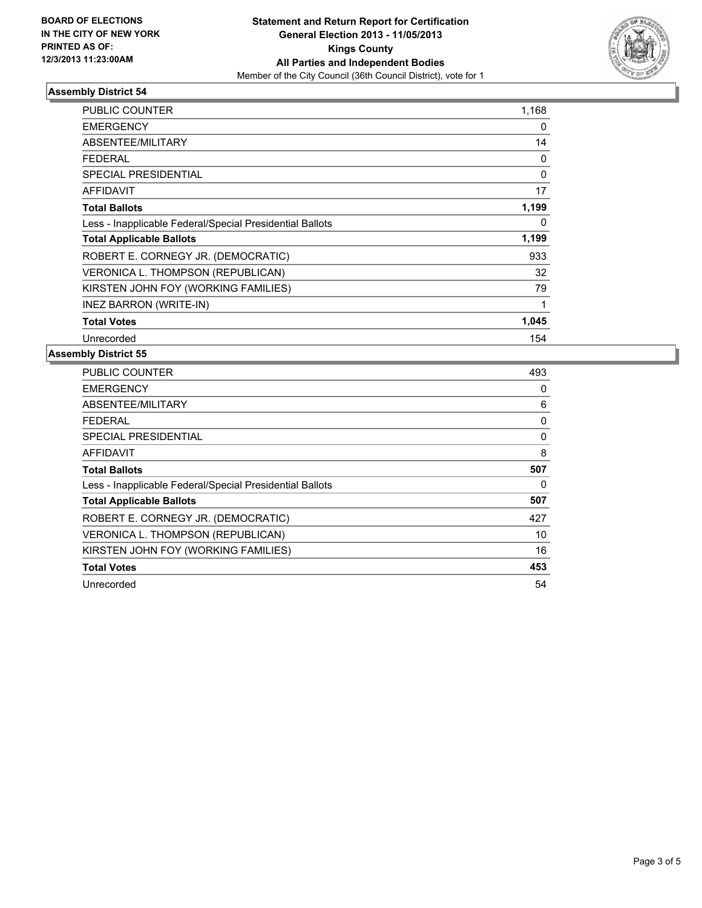**BOARD OF ELECTIONS IN THE CITY OF NEW YORK PRINTED AS OF: 12/3/2013 11:23:00AM**

**Statement and Return Report for Certification**
**General Election 2013 - 11/05/2013**
**Kings County**
**All Parties and Independent Bodies**
Member of the City Council (36th Council District), vote for 1

### Assembly District 54

| | |
|---|---|
| PUBLIC COUNTER | 1,168 |
| EMERGENCY | 0 |
| ABSENTEE/MILITARY | 14 |
| FEDERAL | 0 |
| SPECIAL PRESIDENTIAL | 0 |
| AFFIDAVIT | 17 |
| **Total Ballots** | **1,199** |
| Less - Inapplicable Federal/Special Presidential Ballots | 0 |
| **Total Applicable Ballots** | **1,199** |
| ROBERT E. CORNEGY JR. (DEMOCRATIC) | 933 |
| VERONICA L. THOMPSON (REPUBLICAN) | 32 |
| KIRSTEN JOHN FOY (WORKING FAMILIES) | 79 |
| INEZ BARRON (WRITE-IN) | 1 |
| **Total Votes** | **1,045** |
| Unrecorded | 154 |

### Assembly District 55

| | |
|---|---|
| PUBLIC COUNTER | 493 |
| EMERGENCY | 0 |
| ABSENTEE/MILITARY | 6 |
| FEDERAL | 0 |
| SPECIAL PRESIDENTIAL | 0 |
| AFFIDAVIT | 8 |
| **Total Ballots** | **507** |
| Less - Inapplicable Federal/Special Presidential Ballots | 0 |
| **Total Applicable Ballots** | **507** |
| ROBERT E. CORNEGY JR. (DEMOCRATIC) | 427 |
| VERONICA L. THOMPSON (REPUBLICAN) | 10 |
| KIRSTEN JOHN FOY (WORKING FAMILIES) | 16 |
| **Total Votes** | **453** |
| Unrecorded | 54 |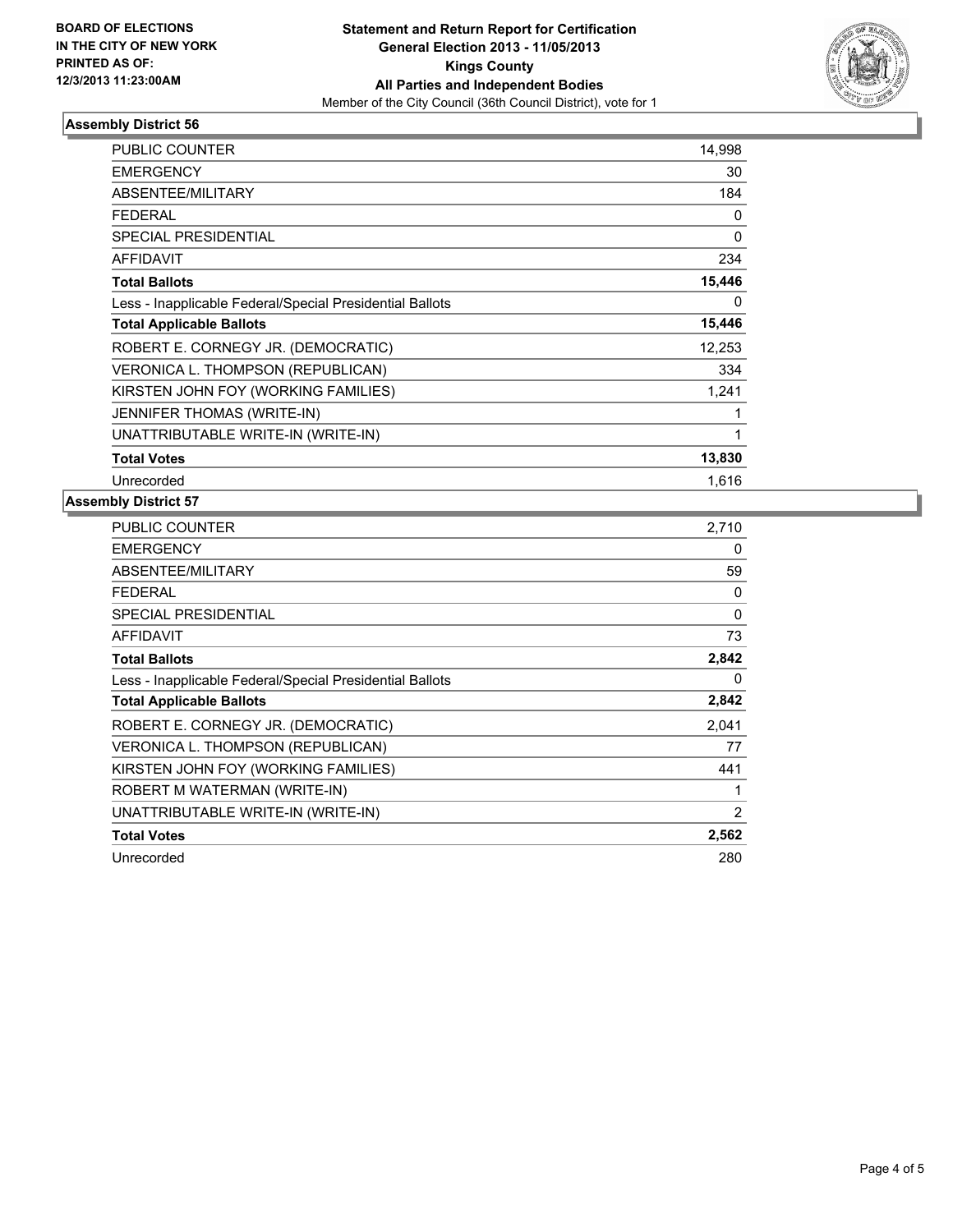**BOARD OF ELECTIONS IN THE CITY OF NEW YORK PRINTED AS OF: 12/3/2013 11:23:00AM**

**Statement and Return Report for Certification General Election 2013 - 11/05/2013 Kings County All Parties and Independent Bodies**

Member of the City Council (36th Council District), vote for 1

### Assembly District 56

| | |
|---|---|
| PUBLIC COUNTER | 14,998 |
| EMERGENCY | 30 |
| ABSENTEE/MILITARY | 184 |
| FEDERAL | 0 |
| SPECIAL PRESIDENTIAL | 0 |
| AFFIDAVIT | 234 |
| **Total Ballots** | **15,446** |
| Less - Inapplicable Federal/Special Presidential Ballots | 0 |
| **Total Applicable Ballots** | **15,446** |
| ROBERT E. CORNEGY JR. (DEMOCRATIC) | 12,253 |
| VERONICA L. THOMPSON (REPUBLICAN) | 334 |
| KIRSTEN JOHN FOY (WORKING FAMILIES) | 1,241 |
| JENNIFER THOMAS (WRITE-IN) | 1 |
| UNATTRIBUTABLE WRITE-IN (WRITE-IN) | 1 |
| **Total Votes** | **13,830** |
| Unrecorded | 1,616 |

### Assembly District 57

| | |
|---|---|
| PUBLIC COUNTER | 2,710 |
| EMERGENCY | 0 |
| ABSENTEE/MILITARY | 59 |
| FEDERAL | 0 |
| SPECIAL PRESIDENTIAL | 0 |
| AFFIDAVIT | 73 |
| **Total Ballots** | **2,842** |
| Less - Inapplicable Federal/Special Presidential Ballots | 0 |
| **Total Applicable Ballots** | **2,842** |
| ROBERT E. CORNEGY JR. (DEMOCRATIC) | 2,041 |
| VERONICA L. THOMPSON (REPUBLICAN) | 77 |
| KIRSTEN JOHN FOY (WORKING FAMILIES) | 441 |
| ROBERT M WATERMAN (WRITE-IN) | 1 |
| UNATTRIBUTABLE WRITE-IN (WRITE-IN) | 2 |
| **Total Votes** | **2,562** |
| Unrecorded | 280 |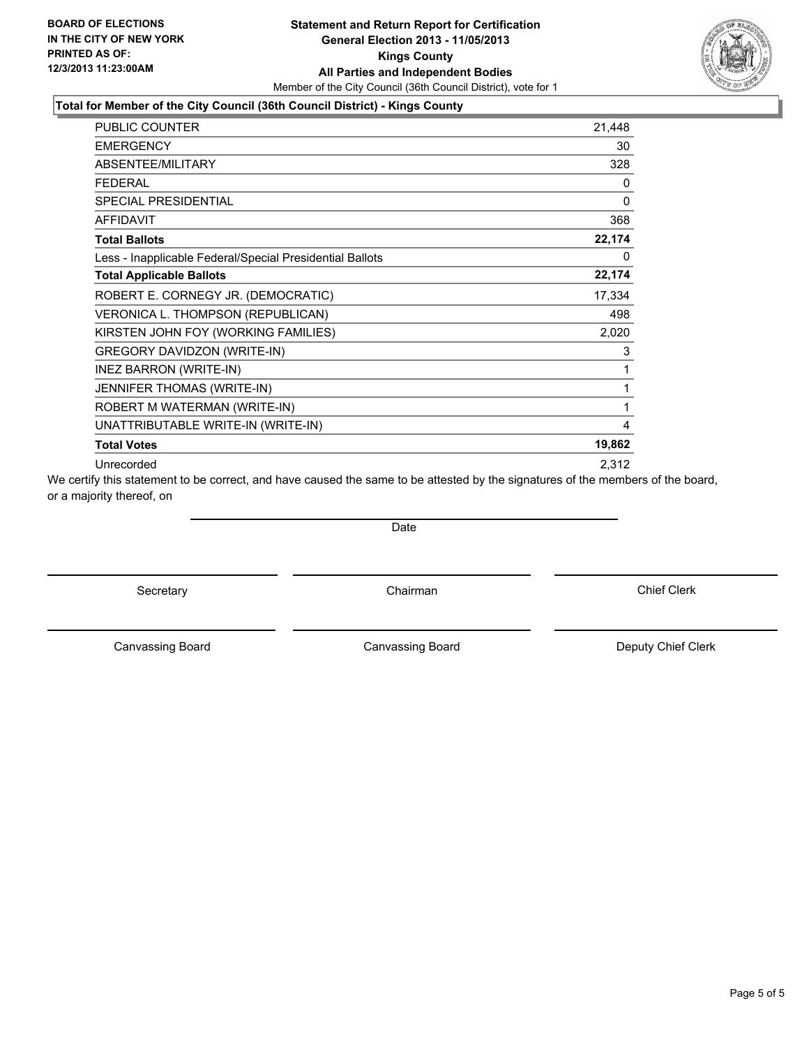**BOARD OF ELECTIONS**
**IN THE CITY OF NEW YORK**
**PRINTED AS OF:**
**12/3/2013 11:23:00AM**

**Statement and Return Report for Certification**
**General Election 2013 - 11/05/2013**
**Kings County**
**All Parties and Independent Bodies**
Member of the City Council (36th Council District), vote for 1

### Total for Member of the City Council (36th Council District) - Kings County

| | |
|---|---|
| PUBLIC COUNTER | 21,448 |
| EMERGENCY | 30 |
| ABSENTEE/MILITARY | 328 |
| FEDERAL | 0 |
| SPECIAL PRESIDENTIAL | 0 |
| AFFIDAVIT | 368 |
| **Total Ballots** | **22,174** |
| Less - Inapplicable Federal/Special Presidential Ballots | 0 |
| **Total Applicable Ballots** | **22,174** |
| ROBERT E. CORNEGY JR. (DEMOCRATIC) | 17,334 |
| VERONICA L. THOMPSON (REPUBLICAN) | 498 |
| KIRSTEN JOHN FOY (WORKING FAMILIES) | 2,020 |
| GREGORY DAVIDZON (WRITE-IN) | 3 |
| INEZ BARRON (WRITE-IN) | 1 |
| JENNIFER THOMAS (WRITE-IN) | 1 |
| ROBERT M WATERMAN (WRITE-IN) | 1 |
| UNATTRIBUTABLE WRITE-IN (WRITE-IN) | 4 |
| **Total Votes** | **19,862** |
| Unrecorded | 2,312 |

We certify this statement to be correct, and have caused the same to be attested by the signatures of the members of the board, or a majority thereof, on

Date

Secretary

Chairman

Chief Clerk

Canvassing Board

Canvassing Board

Deputy Chief Clerk